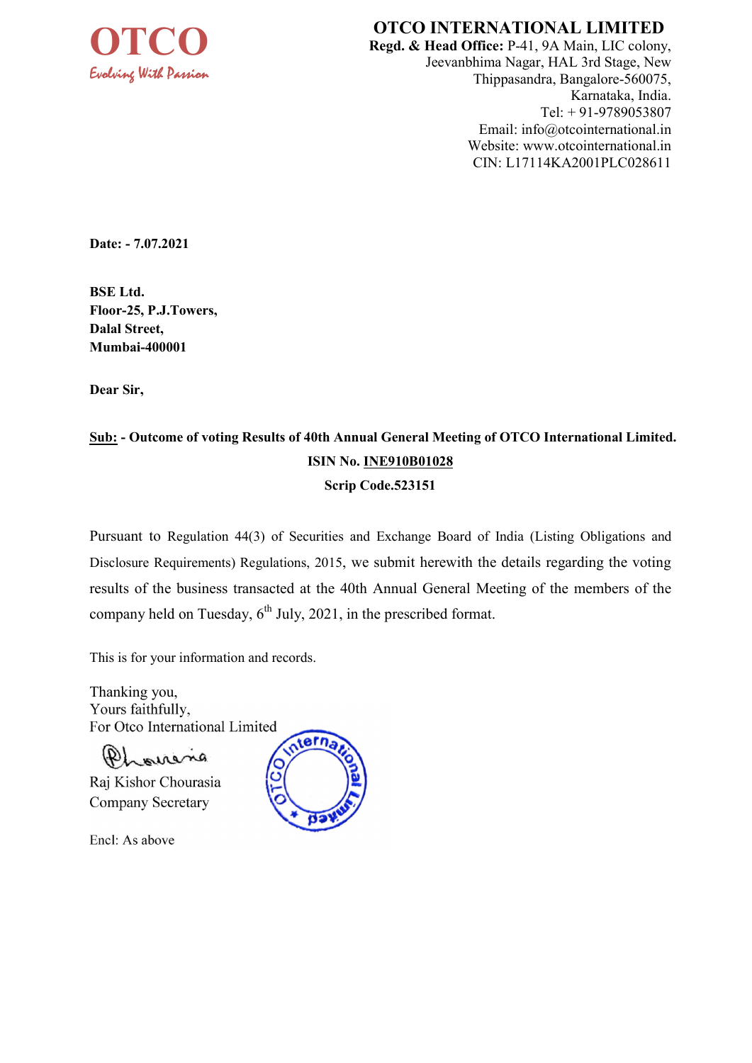**OTCO**
*Evolving With Passion*

# OTCO INTERNATIONAL LIMITED

**Regd. & Head Office:** P-41, 9A Main, LIC colony,
Jeevanbhima Nagar, HAL 3rd Stage, New
Thippasandra, Bangalore-560075,
Karnataka, India.
Tel: + 91-9789053807
Email: info@otcointernational.in
Website: www.otcointernational.in
CIN: L17114KA2001PLC028611

**Date: - 7.07.2021**

**BSE Ltd.**
**Floor-25, P.J.Towers,**
**Dalal Street,**
**Mumbai-400001**

**Dear Sir,**

**Sub: - Outcome of voting Results of 40th Annual General Meeting of OTCO International Limited.**
**ISIN No. INE910B01028**
**Scrip Code.523151**

Pursuant to Regulation 44(3) of Securities and Exchange Board of India (Listing Obligations and Disclosure Requirements) Regulations, 2015, we submit herewith the details regarding the voting results of the business transacted at the 40th Annual General Meeting of the members of the company held on Tuesday, 6th July, 2021, in the prescribed format.

This is for your information and records.

Thanking you,
Yours faithfully,
For Otco International Limited

Raj Kishor Chourasia
Company Secretary

Encl: As above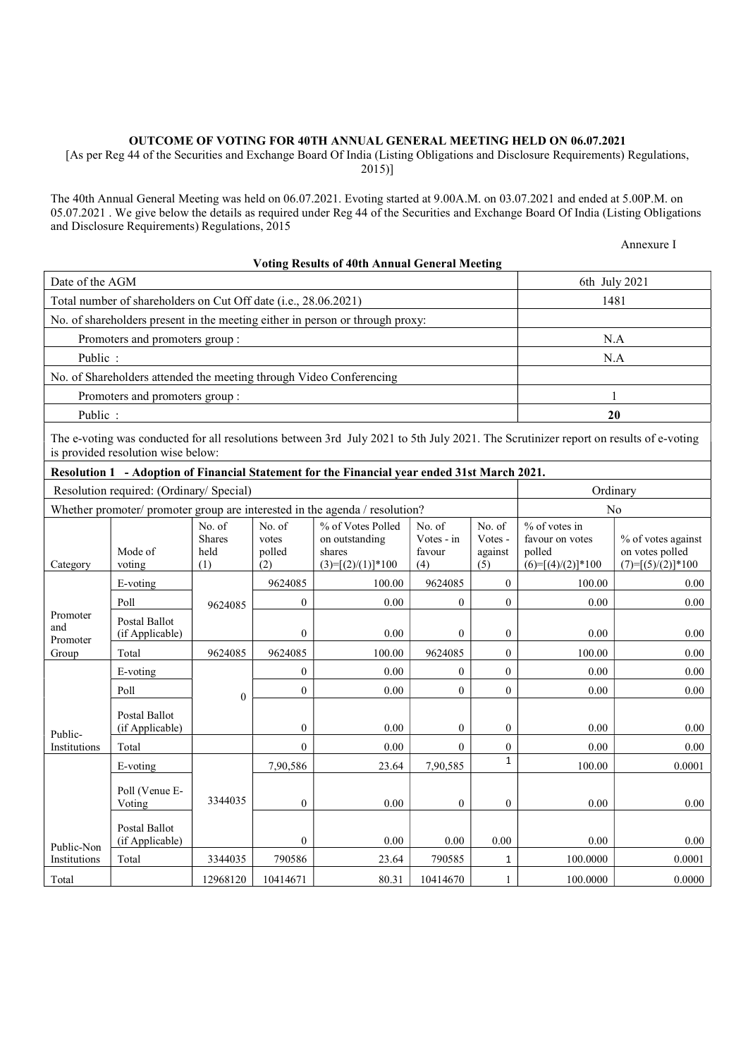**OUTCOME OF VOTING FOR 40TH ANNUAL GENERAL MEETING HELD ON 06.07.2021**

[As per Reg 44 of the Securities and Exchange Board Of India (Listing Obligations and Disclosure Requirements) Regulations, 2015)]

The 40th Annual General Meeting was held on 06.07.2021. Evoting started at 9.00A.M. on 03.07.2021 and ended at 5.00P.M. on 05.07.2021 . We give below the details as required under Reg 44 of the Securities and Exchange Board Of India (Listing Obligations and Disclosure Requirements) Regulations, 2015

Annexure I

**Voting Results of 40th Annual General Meeting**

| | |
|---|---|
| Date of the AGM | 6th July 2021 |
| Total number of shareholders on Cut Off date (i.e., 28.06.2021) | 1481 |
| No. of shareholders present in the meeting either in person or through proxy: | |
| Promoters and promoters group : | N.A |
| Public : | N.A |
| No. of Shareholders attended the meeting through Video Conferencing | |
| Promoters and promoters group : | 1 |
| Public : | **20** |

The e-voting was conducted for all resolutions between 3rd July 2021 to 5th July 2021. The Scrutinizer report on results of e-voting is provided resolution wise below:

**Resolution 1 - Adoption of Financial Statement for the Financial year ended 31st March 2021.**

| | |
|---|---|
| Resolution required: (Ordinary/ Special) | Ordinary |
| Whether promoter/ promoter group are interested in the agenda / resolution? | No |

| Category | Mode of voting | No. of Shares held (1) | No. of votes polled (2) | % of Votes Polled on outstanding shares (3)=[(2)/(1)]*100 | No. of Votes - in favour (4) | No. of Votes - against (5) | % of votes in favour on votes polled (6)=[(4)/(2)]*100 | % of votes against on votes polled (7)=[(5)/(2)]*100 |
|---|---|---|---|---|---|---|---|---|
| Promoter and Promoter Group | E-voting | 9624085 | 9624085 | 100.00 | 9624085 | 0 | 100.00 | 0.00 |
| | Poll | | 0 | 0.00 | 0 | 0 | 0.00 | 0.00 |
| | Postal Ballot (if Applicable) | | 0 | 0.00 | 0 | 0 | 0.00 | 0.00 |
| | Total | 9624085 | 9624085 | 100.00 | 9624085 | 0 | 100.00 | 0.00 |
| Public-Institutions | E-voting | 0 | 0 | 0.00 | 0 | 0 | 0.00 | 0.00 |
| | Poll | | 0 | 0.00 | 0 | 0 | 0.00 | 0.00 |
| | Postal Ballot (if Applicable) | | 0 | 0.00 | 0 | 0 | 0.00 | 0.00 |
| | Total | | 0 | 0.00 | 0 | 0 | 0.00 | 0.00 |
| Public-Non Institutions | E-voting | 3344035 | 7,90,586 | 23.64 | 7,90,585 | 1 | 100.00 | 0.0001 |
| | Poll (Venue E-Voting | | 0 | 0.00 | 0 | 0 | 0.00 | 0.00 |
| | Postal Ballot (if Applicable) | | 0 | 0.00 | 0.00 | 0.00 | 0.00 | 0.00 |
| | Total | 3344035 | 790586 | 23.64 | 790585 | 1 | 100.0000 | 0.0001 |
| Total | | 12968120 | 10414671 | 80.31 | 10414670 | 1 | 100.0000 | 0.0000 |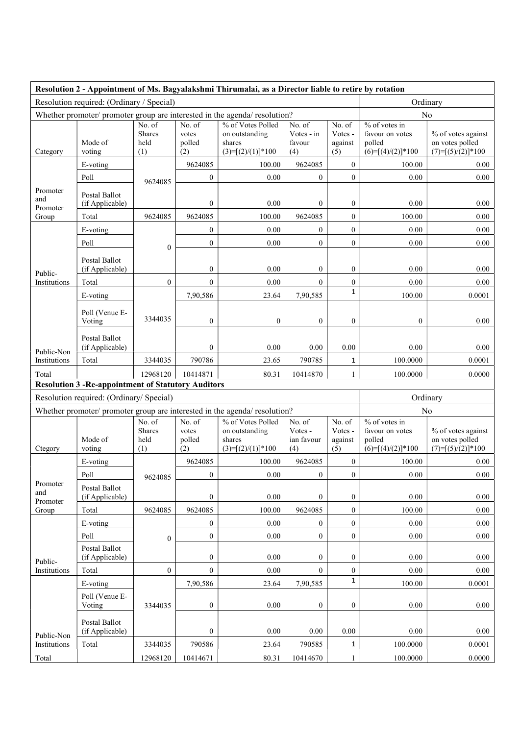**Resolution 2 - Appointment of Ms. Bagyalakshmi Thirumalai, as a Director liable to retire by rotation**

| Resolution required: (Ordinary / Special) | | | | | | | Ordinary | |
|---|---|---|---|---|---|---|---|---|
| Whether promoter/ promoter group are interested in the agenda/ resolution? | | | | | | | No | |
| Category | Mode of voting | No. of Shares held (1) | No. of votes polled (2) | % of Votes Polled on outstanding shares (3)=[(2)/(1)]*100 | No. of Votes - in favour (4) | No. of Votes - against (5) | % of votes in favour on votes polled (6)=[(4)/(2)]*100 | % of votes against on votes polled (7)=[(5)/(2)]*100 |
| Promoter and Promoter Group | E-voting | 9624085 | 9624085 | 100.00 | 9624085 | 0 | 100.00 | 0.00 |
| | Poll | | 0 | 0.00 | 0 | 0 | 0.00 | 0.00 |
| | Postal Ballot (if Applicable) | | 0 | 0.00 | 0 | 0 | 0.00 | 0.00 |
| | Total | 9624085 | 9624085 | 100.00 | 9624085 | 0 | 100.00 | 0.00 |
| Public- Institutions | E-voting | 0 | 0 | 0.00 | 0 | 0 | 0.00 | 0.00 |
| | Poll | | 0 | 0.00 | 0 | 0 | 0.00 | 0.00 |
| | Postal Ballot (if Applicable) | | 0 | 0.00 | 0 | 0 | 0.00 | 0.00 |
| | Total | 0 | 0 | 0.00 | 0 | 0 | 0.00 | 0.00 |
| Public-Non Institutions | E-voting | 3344035 | 7,90,586 | 23.64 | 7,90,585 | 1 | 100.00 | 0.0001 |
| | Poll (Venue E-Voting | | 0 | 0 | 0 | 0 | 0 | 0.00 |
| | Postal Ballot (if Applicable) | | 0 | 0.00 | 0.00 | 0.00 | 0.00 | 0.00 |
| | Total | 3344035 | 790786 | 23.65 | 790785 | 1 | 100.0000 | 0.0001 |
| Total | | 12968120 | 10414871 | 80.31 | 10414870 | 1 | 100.0000 | 0.0000 |

**Resolution 3 -Re-appointment of Statutory Auditors**

| Resolution required: (Ordinary/ Special) | | | | | | | Ordinary | |
|---|---|---|---|---|---|---|---|---|
| Whether promoter/ promoter group are interested in the agenda/ resolution? | | | | | | | No | |
| Ctegory | Mode of voting | No. of Shares held (1) | No. of votes polled (2) | % of Votes Polled on outstanding shares (3)=[(2)/(1)]*100 | No. of Votes - ian favour (4) | No. of Votes - against (5) | % of votes in favour on votes polled (6)=[(4)/(2)]*100 | % of votes against on votes polled (7)=[(5)/(2)]*100 |
| Promoter and Promoter Group | E-voting | 9624085 | 9624085 | 100.00 | 9624085 | 0 | 100.00 | 0.00 |
| | Poll | | 0 | 0.00 | 0 | 0 | 0.00 | 0.00 |
| | Postal Ballot (if Applicable) | | 0 | 0.00 | 0 | 0 | 0.00 | 0.00 |
| | Total | 9624085 | 9624085 | 100.00 | 9624085 | 0 | 100.00 | 0.00 |
| Public- Institutions | E-voting | 0 | 0 | 0.00 | 0 | 0 | 0.00 | 0.00 |
| | Poll | | 0 | 0.00 | 0 | 0 | 0.00 | 0.00 |
| | Postal Ballot (if Applicable) | | 0 | 0.00 | 0 | 0 | 0.00 | 0.00 |
| | Total | 0 | 0 | 0.00 | 0 | 0 | 0.00 | 0.00 |
| Public-Non Institutions | E-voting | 3344035 | 7,90,586 | 23.64 | 7,90,585 | 1 | 100.00 | 0.0001 |
| | Poll (Venue E-Voting | | 0 | 0.00 | 0 | 0 | 0.00 | 0.00 |
| | Postal Ballot (if Applicable) | | 0 | 0.00 | 0.00 | 0.00 | 0.00 | 0.00 |
| | Total | 3344035 | 790586 | 23.64 | 790585 | 1 | 100.0000 | 0.0001 |
| Total | | 12968120 | 10414671 | 80.31 | 10414670 | 1 | 100.0000 | 0.0000 |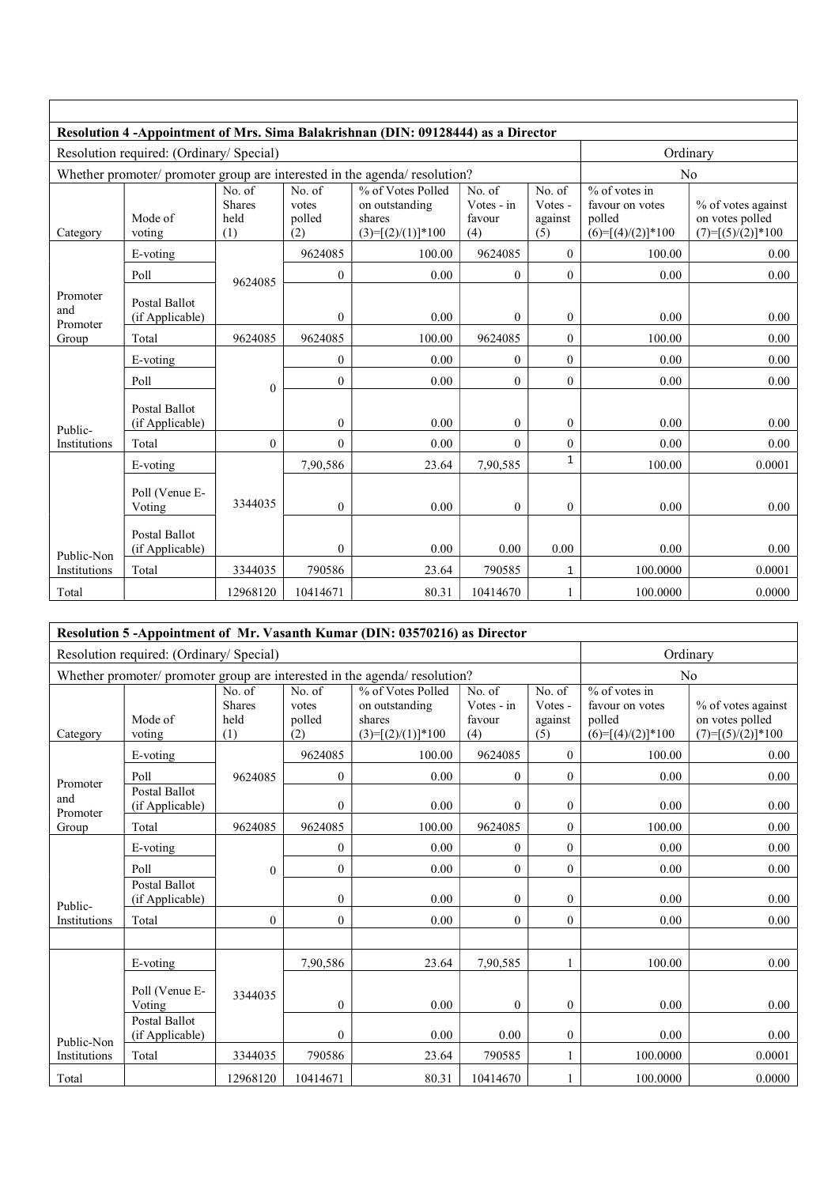| Resolution 4 -Appointment of Mrs. Sima Balakrishnan (DIN: 09128444) as a Director | | | | | | | | |
|---|---|---|---|---|---|---|---|---|
| Resolution required: (Ordinary/ Special) | | | | | | | Ordinary | |
| Whether promoter/ promoter group are interested in the agenda/ resolution? | | | | | | | No | |
| Category | Mode of voting | No. of Shares held (1) | No. of votes polled (2) | % of Votes Polled on outstanding shares (3)=[(2)/(1)]*100 | No. of Votes - in favour (4) | No. of Votes - against (5) | % of votes in favour on votes polled (6)=[(4)/(2)]*100 | % of votes against on votes polled (7)=[(5)/(2)]*100 |
| Promoter and Promoter Group | E-voting | 9624085 | 9624085 | 100.00 | 9624085 | 0 | 100.00 | 0.00 |
| | Poll | | 0 | 0.00 | 0 | 0 | 0.00 | 0.00 |
| | Postal Ballot (if Applicable) | | 0 | 0.00 | 0 | 0 | 0.00 | 0.00 |
| | Total | 9624085 | 9624085 | 100.00 | 9624085 | 0 | 100.00 | 0.00 |
| Public-Institutions | E-voting | 0 | 0 | 0.00 | 0 | 0 | 0.00 | 0.00 |
| | Poll | | 0 | 0.00 | 0 | 0 | 0.00 | 0.00 |
| | Postal Ballot (if Applicable) | | 0 | 0.00 | 0 | 0 | 0.00 | 0.00 |
| | Total | 0 | 0 | 0.00 | 0 | 0 | 0.00 | 0.00 |
| Public-Non Institutions | E-voting | 3344035 | 7,90,586 | 23.64 | 7,90,585 | 1 | 100.00 | 0.0001 |
| | Poll (Venue E-Voting | | 0 | 0.00 | 0 | 0 | 0.00 | 0.00 |
| | Postal Ballot (if Applicable) | | 0 | 0.00 | 0.00 | 0.00 | 0.00 | 0.00 |
| | Total | 3344035 | 790586 | 23.64 | 790585 | 1 | 100.0000 | 0.0001 |
| Total | | 12968120 | 10414671 | 80.31 | 10414670 | 1 | 100.0000 | 0.0000 |

| Resolution 5 -Appointment of Mr. Vasanth Kumar (DIN: 03570216) as Director | | | | | | | | |
|---|---|---|---|---|---|---|---|---|
| Resolution required: (Ordinary/ Special) | | | | | | | Ordinary | |
| Whether promoter/ promoter group are interested in the agenda/ resolution? | | | | | | | No | |
| Category | Mode of voting | No. of Shares held (1) | No. of votes polled (2) | % of Votes Polled on outstanding shares (3)=[(2)/(1)]*100 | No. of Votes - in favour (4) | No. of Votes - against (5) | % of votes in favour on votes polled (6)=[(4)/(2)]*100 | % of votes against on votes polled (7)=[(5)/(2)]*100 |
| Promoter and Promoter Group | E-voting | 9624085 | 9624085 | 100.00 | 9624085 | 0 | 100.00 | 0.00 |
| | Poll | | 0 | 0.00 | 0 | 0 | 0.00 | 0.00 |
| | Postal Ballot (if Applicable) | | 0 | 0.00 | 0 | 0 | 0.00 | 0.00 |
| | Total | 9624085 | 9624085 | 100.00 | 9624085 | 0 | 100.00 | 0.00 |
| Public-Institutions | E-voting | 0 | 0 | 0.00 | 0 | 0 | 0.00 | 0.00 |
| | Poll | | 0 | 0.00 | 0 | 0 | 0.00 | 0.00 |
| | Postal Ballot (if Applicable) | | 0 | 0.00 | 0 | 0 | 0.00 | 0.00 |
| | Total | 0 | 0 | 0.00 | 0 | 0 | 0.00 | 0.00 |
| | | | | | | | | |
| Public-Non Institutions | E-voting | 3344035 | 7,90,586 | 23.64 | 7,90,585 | 1 | 100.00 | 0.00 |
| | Poll (Venue E-Voting | | 0 | 0.00 | 0 | 0 | 0.00 | 0.00 |
| | Postal Ballot (if Applicable) | | 0 | 0.00 | 0.00 | 0 | 0.00 | 0.00 |
| | Total | 3344035 | 790586 | 23.64 | 790585 | 1 | 100.0000 | 0.0001 |
| Total | | 12968120 | 10414671 | 80.31 | 10414670 | 1 | 100.0000 | 0.0000 |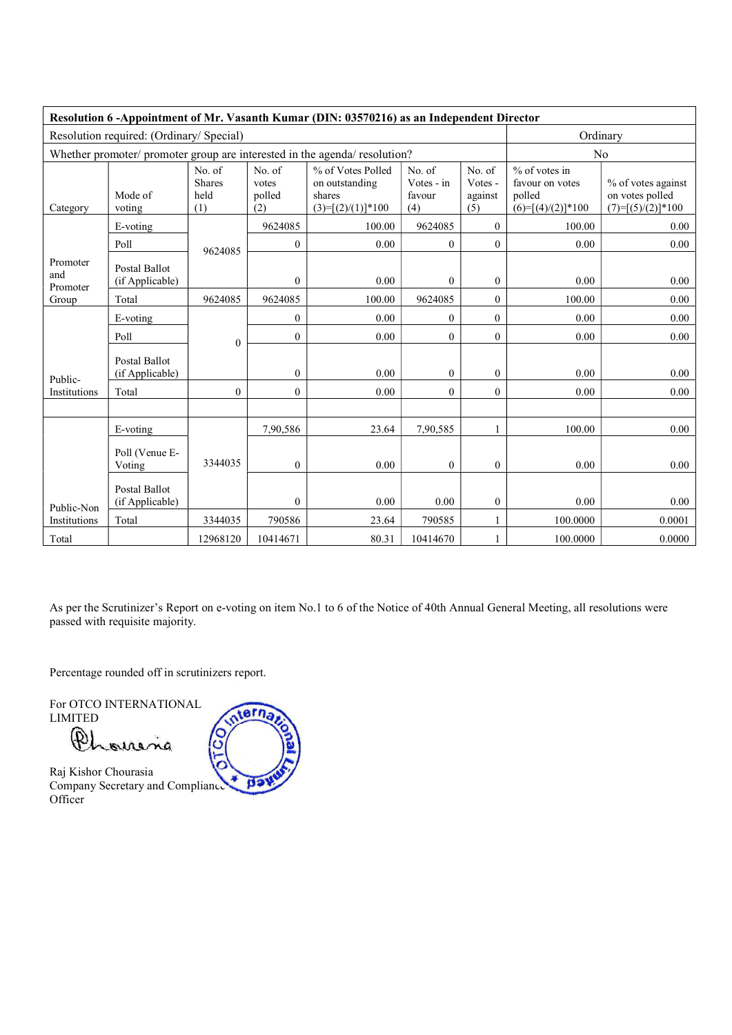| Resolution 6 -Appointment of Mr. Vasanth Kumar (DIN: 03570216) as an Independent Director | | | | | | | | |
|---|---|---|---|---|---|---|---|---|
| Resolution required: (Ordinary/ Special) | | | | | | | Ordinary | |
| Whether promoter/ promoter group are interested in the agenda/ resolution? | | | | | | | No | |
| Category | Mode of voting | No. of Shares held (1) | No. of votes polled (2) | % of Votes Polled on outstanding shares (3)=[(2)/(1)]*100 | No. of Votes - in favour (4) | No. of Votes - against (5) | % of votes in favour on votes polled (6)=[(4)/(2)]*100 | % of votes against on votes polled (7)=[(5)/(2)]*100 |
| Promoter and Promoter Group | E-voting | 9624085 | 9624085 | 100.00 | 9624085 | 0 | 100.00 | 0.00 |
| | Poll | | 0 | 0.00 | 0 | 0 | 0.00 | 0.00 |
| | Postal Ballot (if Applicable) | | 0 | 0.00 | 0 | 0 | 0.00 | 0.00 |
| | Total | 9624085 | 9624085 | 100.00 | 9624085 | 0 | 100.00 | 0.00 |
| Public-Institutions | E-voting | 0 | 0 | 0.00 | 0 | 0 | 0.00 | 0.00 |
| | Poll | | 0 | 0.00 | 0 | 0 | 0.00 | 0.00 |
| | Postal Ballot (if Applicable) | | 0 | 0.00 | 0 | 0 | 0.00 | 0.00 |
| | Total | 0 | 0 | 0.00 | 0 | 0 | 0.00 | 0.00 |
| | | | | | | | | |
| Public-Non Institutions | E-voting | 3344035 | 7,90,586 | 23.64 | 7,90,585 | 1 | 100.00 | 0.00 |
| | Poll (Venue E-Voting | | 0 | 0.00 | 0 | 0 | 0.00 | 0.00 |
| | Postal Ballot (if Applicable) | | 0 | 0.00 | 0.00 | 0 | 0.00 | 0.00 |
| | Total | 3344035 | 790586 | 23.64 | 790585 | 1 | 100.0000 | 0.0001 |
| Total | | 12968120 | 10414671 | 80.31 | 10414670 | 1 | 100.0000 | 0.0000 |

As per the Scrutinizer's Report on e-voting on item No.1 to 6 of the Notice of 40th Annual General Meeting, all resolutions were passed with requisite majority.

Percentage rounded off in scrutinizers report.

For OTCO INTERNATIONAL LIMITED

Raj Kishor Chourasia
Company Secretary and Compliance Officer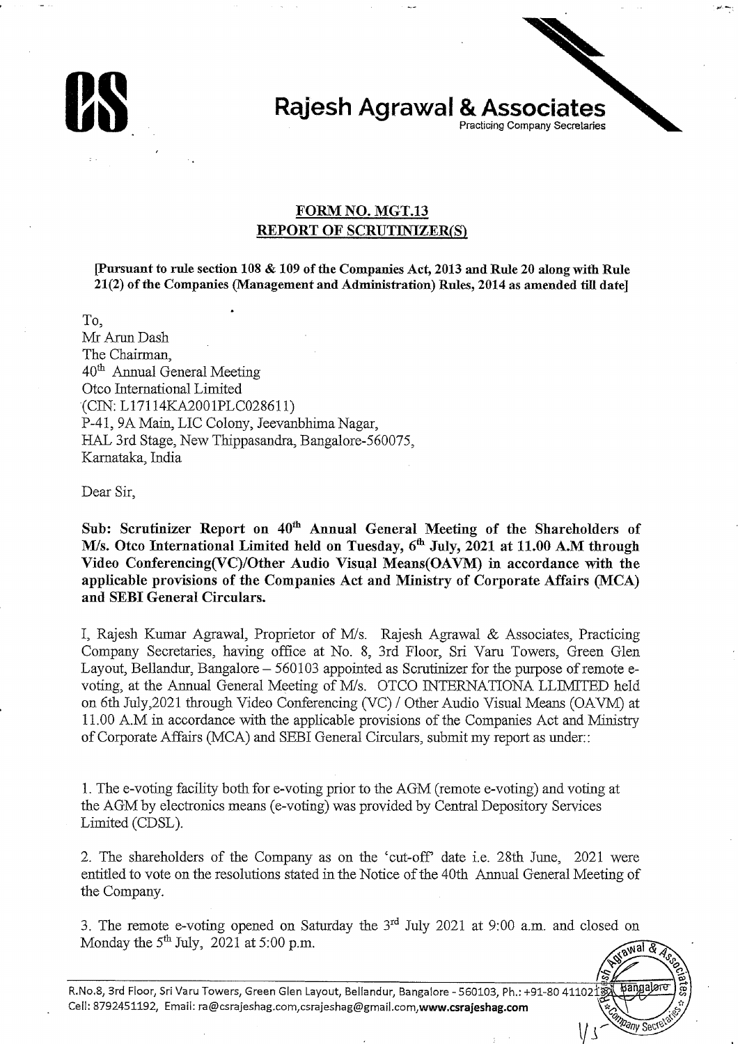**Rajesh Agrawal & Associates**
Practicing Company Secretaries

## FORM NO. MGT.13
## REPORT OF SCRUTINIZER(S)

**[Pursuant to rule section 108 & 109 of the Companies Act, 2013 and Rule 20 along with Rule 21(2) of the Companies (Management and Administration) Rules, 2014 as amended till date]**

To,
Mr Arun Dash
The Chairman,
40th Annual General Meeting
Otco International Limited
(CIN: L17114KA2001PLC028611)
P-41, 9A Main, LIC Colony, Jeevanbhima Nagar,
HAL 3rd Stage, New Thippasandra, Bangalore-560075,
Karnataka, India

Dear Sir,

**Sub: Scrutinizer Report on 40th Annual General Meeting of the Shareholders of M/s. Otco International Limited held on Tuesday, 6th July, 2021 at 11.00 A.M through Video Conferencing(VC)/Other Audio Visual Means(OAVM) in accordance with the applicable provisions of the Companies Act and Ministry of Corporate Affairs (MCA) and SEBI General Circulars.**

I, Rajesh Kumar Agrawal, Proprietor of M/s. Rajesh Agrawal & Associates, Practicing Company Secretaries, having office at No. 8, 3rd Floor, Sri Varu Towers, Green Glen Layout, Bellandur, Bangalore – 560103 appointed as Scrutinizer for the purpose of remote e-voting, at the Annual General Meeting of M/s. OTCO INTERNATIONA LLIMITED held on 6th July,2021 through Video Conferencing (VC) / Other Audio Visual Means (OAVM) at 11.00 A.M in accordance with the applicable provisions of the Companies Act and Ministry of Corporate Affairs (MCA) and SEBI General Circulars, submit my report as under::

1. The e-voting facility both for e-voting prior to the AGM (remote e-voting) and voting at the AGM by electronics means (e-voting) was provided by Central Depository Services Limited (CDSL).

2. The shareholders of the Company as on the 'cut-off' date i.e. 28th June, 2021 were entitled to vote on the resolutions stated in the Notice of the 40th Annual General Meeting of the Company.

3. The remote e-voting opened on Saturday the 3rd July 2021 at 9:00 a.m. and closed on Monday the 5th July, 2021 at 5:00 p.m.

R.No.8, 3rd Floor, Sri Varu Towers, Green Glen Layout, Bellandur, Bangalore - 560103, Ph.: +91-80 41102
Cell: 8792451192, Email: ra@csrajeshag.com,csrajeshag@gmail.com,**www.csrajeshag.com**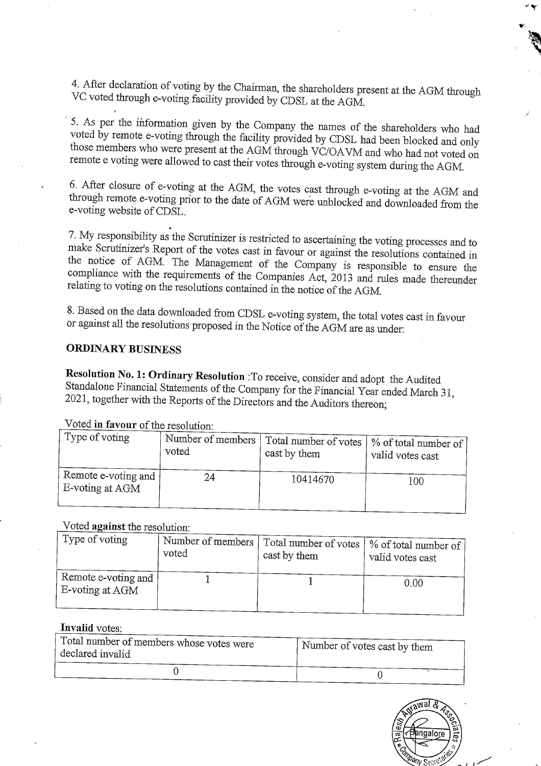4. After declaration of voting by the Chairman, the shareholders present at the AGM through VC voted through e-voting facility provided by CDSL at the AGM.

5. As per the information given by the Company the names of the shareholders who had voted by remote e-voting through the facility provided by CDSL had been blocked and only those members who were present at the AGM through VC/OAVM and who had not voted on remote e voting were allowed to cast their votes through e-voting system during the AGM.

6. After closure of e-voting at the AGM, the votes cast through e-voting at the AGM and through remote e-voting prior to the date of AGM were unblocked and downloaded from the e-voting website of CDSL.

7. My responsibility as the Scrutinizer is restricted to ascertaining the voting processes and to make Scrutinizer's Report of the votes cast in favour or against the resolutions contained in the notice of AGM. The Management of the Company is responsible to ensure the compliance with the requirements of the Companies Act, 2013 and rules made thereunder relating to voting on the resolutions contained in the notice of the AGM.

8. Based on the data downloaded from CDSL e-voting system, the total votes cast in favour or against all the resolutions proposed in the Notice of the AGM are as under:

**ORDINARY BUSINESS**

**Resolution No. 1: Ordinary Resolution** :To receive, consider and adopt the Audited Standalone Financial Statements of the Company for the Financial Year ended March 31, 2021, together with the Reports of the Directors and the Auditors thereon;

Voted **in favour** of the resolution:

| Type of voting | Number of members voted | Total number of votes cast by them | % of total number of valid votes cast |
|---|---|---|---|
| Remote e-voting and E-voting at AGM | 24 | 10414670 | 100 |

Voted **against** the resolution:

| Type of voting | Number of members voted | Total number of votes cast by them | % of total number of valid votes cast |
|---|---|---|---|
| Remote e-voting and E-voting at AGM | 1 | 1 | 0.00 |

**Invalid** votes:

| Total number of members whose votes were declared invalid | Number of votes cast by them |
|---|---|
| 0 | 0 |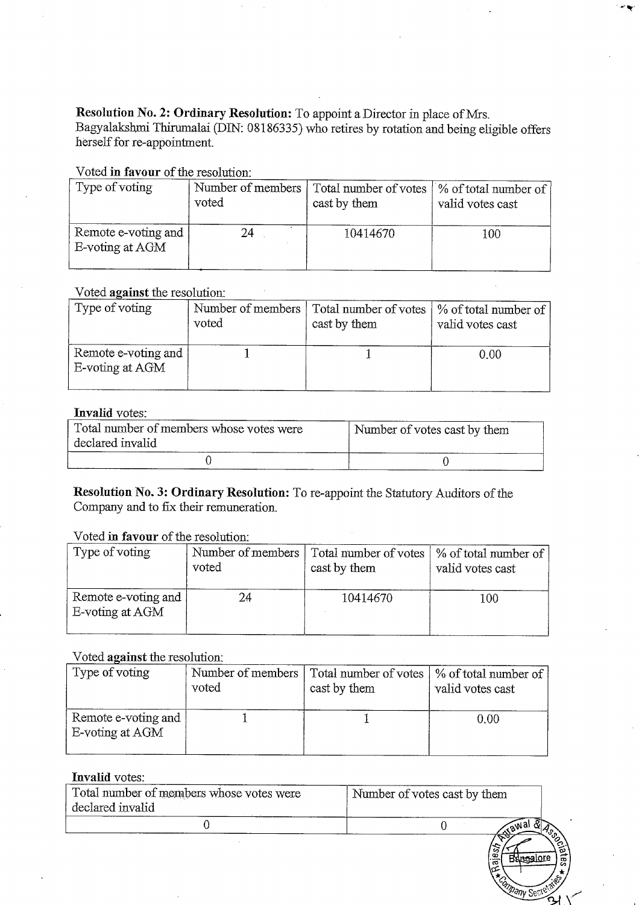**Resolution No. 2: Ordinary Resolution:** To appoint a Director in place of Mrs. Bagyalakshmi Thirumalai (DIN: 08186335) who retires by rotation and being eligible offers herself for re-appointment.

Voted **in favour** of the resolution:

| Type of voting | Number of members voted | Total number of votes cast by them | % of total number of valid votes cast |
|---|---|---|---|
| Remote e-voting and E-voting at AGM | 24 | 10414670 | 100 |

Voted **against** the resolution:

| Type of voting | Number of members voted | Total number of votes cast by them | % of total number of valid votes cast |
|---|---|---|---|
| Remote e-voting and E-voting at AGM | 1 | 1 | 0.00 |

**Invalid** votes:

| Total number of members whose votes were declared invalid | Number of votes cast by them |
|---|---|
| 0 | 0 |

**Resolution No. 3: Ordinary Resolution:** To re-appoint the Statutory Auditors of the Company and to fix their remuneration.

Voted **in favour** of the resolution:

| Type of voting | Number of members voted | Total number of votes cast by them | % of total number of valid votes cast |
|---|---|---|---|
| Remote e-voting and E-voting at AGM | 24 | 10414670 | 100 |

Voted **against** the resolution:

| Type of voting | Number of members voted | Total number of votes cast by them | % of total number of valid votes cast |
|---|---|---|---|
| Remote e-voting and E-voting at AGM | 1 | 1 | 0.00 |

**Invalid** votes:

| Total number of members whose votes were declared invalid | Number of votes cast by them |
|---|---|
| 0 | 0 |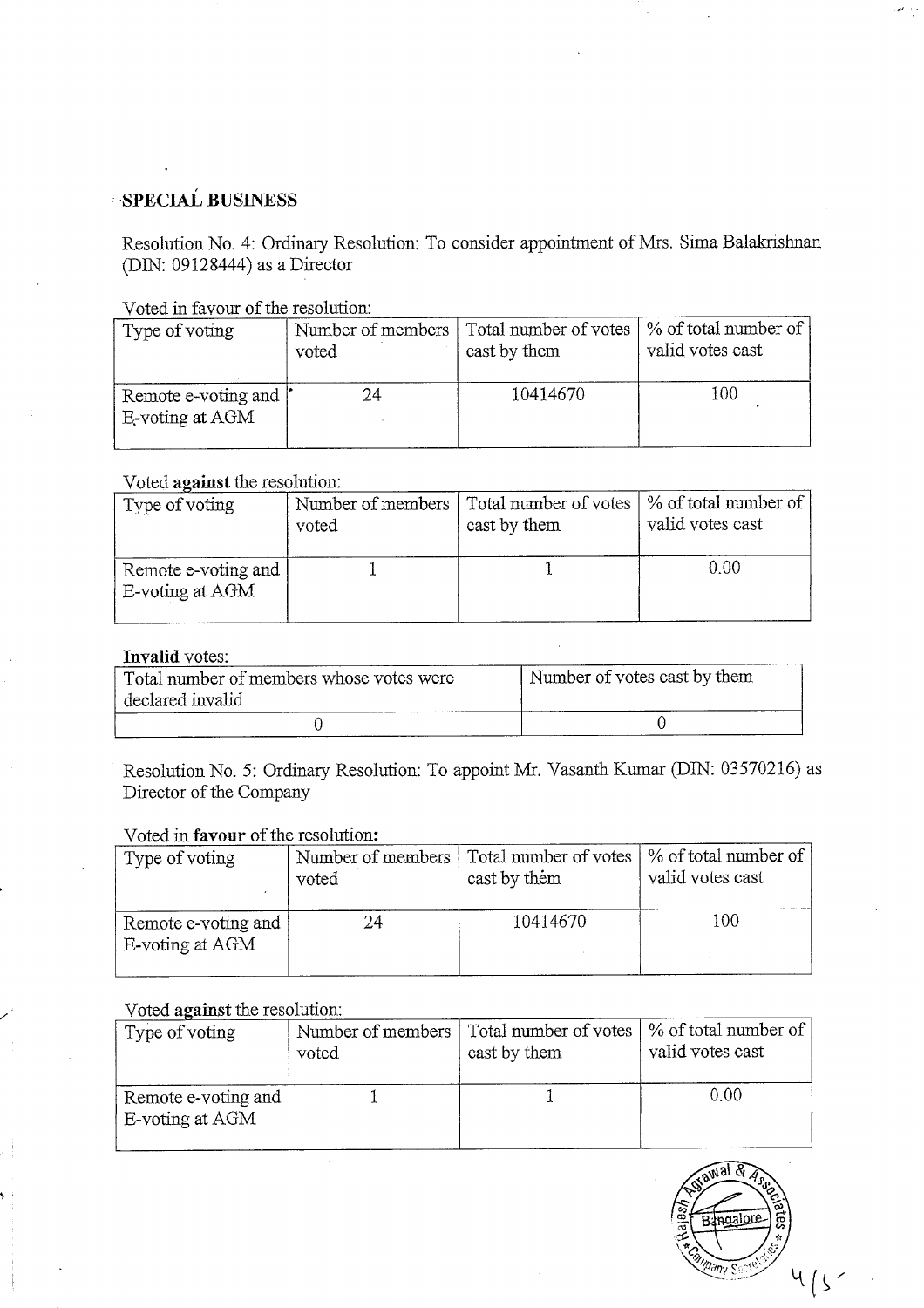## SPECIAL BUSINESS

Resolution No. 4: Ordinary Resolution: To consider appointment of Mrs. Sima Balakrishnan (DIN: 09128444) as a Director

Voted in favour of the resolution:

| Type of voting | Number of members voted | Total number of votes cast by them | % of total number of valid votes cast |
|---|---|---|---|
| Remote e-voting and E-voting at AGM | 24 | 10414670 | 100 |

Voted **against** the resolution:

| Type of voting | Number of members voted | Total number of votes cast by them | % of total number of valid votes cast |
|---|---|---|---|
| Remote e-voting and E-voting at AGM | 1 | 1 | 0.00 |

**Invalid** votes:

| Total number of members whose votes were declared invalid | Number of votes cast by them |
|---|---|
| 0 | 0 |

Resolution No. 5: Ordinary Resolution: To appoint Mr. Vasanth Kumar (DIN: 03570216) as Director of the Company

Voted in **favour** of the resolution**:**

| Type of voting | Number of members voted | Total number of votes cast by them | % of total number of valid votes cast |
|---|---|---|---|
| Remote e-voting and E-voting at AGM | 24 | 10414670 | 100 |

Voted **against** the resolution:

| Type of voting | Number of members voted | Total number of votes cast by them | % of total number of valid votes cast |
|---|---|---|---|
| Remote e-voting and E-voting at AGM | 1 | 1 | 0.00 |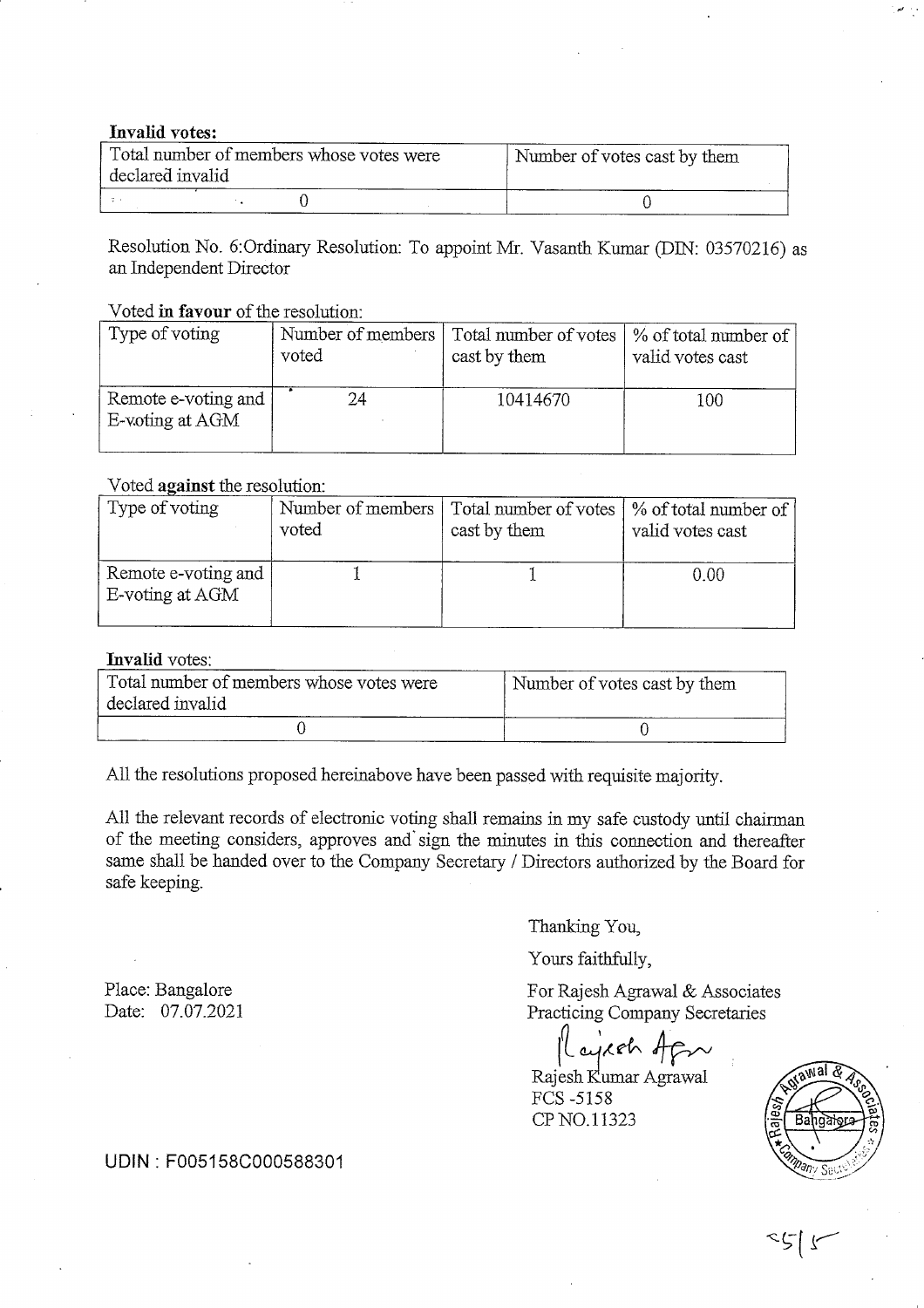**Invalid votes:**

| Total number of members whose votes were declared invalid | Number of votes cast by them |
|---|---|
| 0 | 0 |

Resolution No. 6:Ordinary Resolution: To appoint Mr. Vasanth Kumar (DIN: 03570216) as an Independent Director

Voted **in favour** of the resolution:

| Type of voting | Number of members voted | Total number of votes cast by them | % of total number of valid votes cast |
|---|---|---|---|
| Remote e-voting and E-voting at AGM | 24 | 10414670 | 100 |

Voted **against** the resolution:

| Type of voting | Number of members voted | Total number of votes cast by them | % of total number of valid votes cast |
|---|---|---|---|
| Remote e-voting and E-voting at AGM | 1 | 1 | 0.00 |

**Invalid** votes:

| Total number of members whose votes were declared invalid | Number of votes cast by them |
|---|---|
| 0 | 0 |

All the resolutions proposed hereinabove have been passed with requisite majority.

All the relevant records of electronic voting shall remains in my safe custody until chairman of the meeting considers, approves and sign the minutes in this connection and thereafter same shall be handed over to the Company Secretary / Directors authorized by the Board for safe keeping.

Thanking You,

Yours faithfully,

For Rajesh Agrawal & Associates
Practicing Company Secretaries

Rajesh Kumar Agrawal
FCS -5158
CP NO.11323

Place: Bangalore
Date: 07.07.2021

UDIN : F005158C000588301